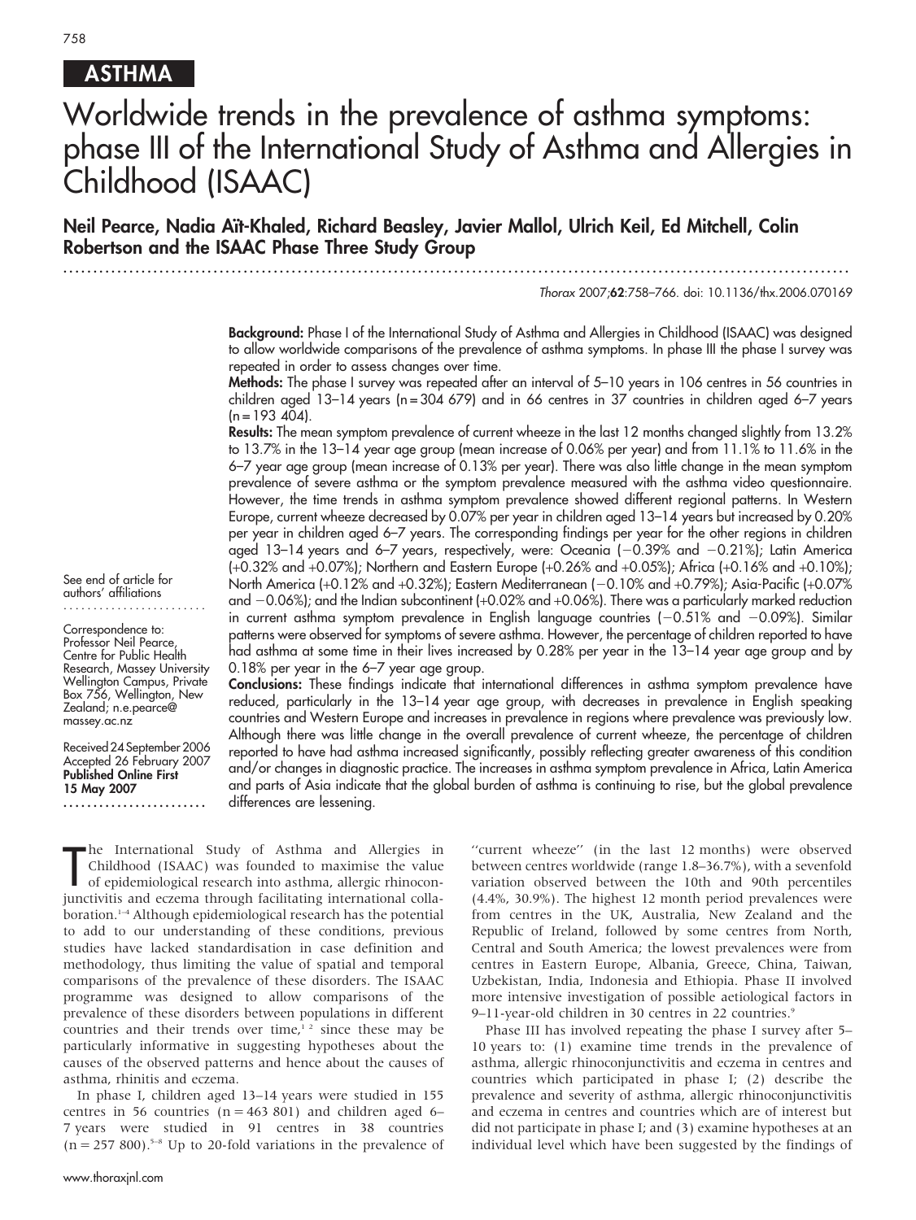ASTHMA

# Worldwide trends in the prevalence of asthma symptoms: phase III of the International Study of Asthma and Allergies in Childhood (ISAAC)

**Neil Pearce, Nadia Aït-Khaled, Richard Beasley, Javier Mallol, Ulrich Keil, Ed Mitchell, Colin Robertson and the ISAAC Phase Three Study Group**

*Thorax* 2007;**62**:758–766. doi: 10.1136/thx.2006.070169

**Background:** Phase I of the International Study of Asthma and Allergies in Childhood (ISAAC) was designed to allow worldwide comparisons of the prevalence of asthma symptoms. In phase III the phase I survey was repeated in order to assess changes over time.

**Methods:** The phase I survey was repeated after an interval of 5–10 years in 106 centres in 56 countries in children aged 13–14 years (n = 304 679) and in 66 centres in 37 countries in children aged 6–7 years (n = 193 404).

**Results:** The mean symptom prevalence of current wheeze in the last 12 months changed slightly from 13.2% to 13.7% in the 13–14 year age group (mean increase of 0.06% per year) and from 11.1% to 11.6% in the 6–7 year age group (mean increase of 0.13% per year). There was also little change in the mean symptom prevalence of severe asthma or the symptom prevalence measured with the asthma video questionnaire. However, the time trends in asthma symptom prevalence showed different regional patterns. In Western Europe, current wheeze decreased by 0.07% per year in children aged 13–14 years but increased by 0.20% per year in children aged 6–7 years. The corresponding findings per year for the other regions in children aged 13–14 years and 6–7 years, respectively, were: Oceania (−0.39% and −0.21%); Latin America (+0.32% and +0.07%); Northern and Eastern Europe (+0.26% and +0.05%); Africa (+0.16% and +0.10%); North America (+0.12% and +0.32%); Eastern Mediterranean (−0.10% and +0.79%); Asia-Pacific (+0.07% and −0.06%); and the Indian subcontinent (+0.02% and +0.06%). There was a particularly marked reduction in current asthma symptom prevalence in English language countries (−0.51% and −0.09%). Similar patterns were observed for symptoms of severe asthma. However, the percentage of children reported to have had asthma at some time in their lives increased by 0.28% per year in the 13–14 year age group and by 0.18% per year in the 6–7 year age group.

**Conclusions:** These findings indicate that international differences in asthma symptom prevalence have reduced, particularly in the 13–14 year age group, with decreases in prevalence in English speaking countries and Western Europe and increases in prevalence in regions where prevalence was previously low. Although there was little change in the overall prevalence of current wheeze, the percentage of children reported to have had asthma increased significantly, possibly reflecting greater awareness of this condition and/or changes in diagnostic practice. The increases in asthma symptom prevalence in Africa, Latin America and parts of Asia indicate that the global burden of asthma is continuing to rise, but the global prevalence differences are lessening.

See end of article for authors' affiliations

Correspondence to: Professor Neil Pearce, Centre for Public Health Research, Massey University Wellington Campus, Private Box 756, Wellington, New Zealand; n.e.pearce@massey.ac.nz

Received 24 September 2006
Accepted 26 February 2007
**Published Online First 15 May 2007**

The International Study of Asthma and Allergies in Childhood (ISAAC) was founded to maximise the value of epidemiological research into asthma, allergic rhinoconjunctivitis and eczema through facilitating international collaboration.[1–4] Although epidemiological research has the potential to add to our understanding of these conditions, previous studies have lacked standardisation in case definition and methodology, thus limiting the value of spatial and temporal comparisons of the prevalence of these disorders. The ISAAC programme was designed to allow comparisons of the prevalence of these disorders between populations in different countries and their trends over time,[1 2] since these may be particularly informative in suggesting hypotheses about the causes of the observed patterns and hence about the causes of asthma, rhinitis and eczema.

In phase I, children aged 13–14 years were studied in 155 centres in 56 countries (n = 463 801) and children aged 6–7 years were studied in 91 centres in 38 countries (n = 257 800).[5–8] Up to 20-fold variations in the prevalence of "current wheeze" (in the last 12 months) were observed between centres worldwide (range 1.8–36.7%), with a sevenfold variation observed between the 10th and 90th percentiles (4.4%, 30.9%). The highest 12 month period prevalences were from centres in the UK, Australia, New Zealand and the Republic of Ireland, followed by some centres from North, Central and South America; the lowest prevalences were from centres in Eastern Europe, Albania, Greece, China, Taiwan, Uzbekistan, India, Indonesia and Ethiopia. Phase II involved more intensive investigation of possible aetiological factors in 9–11-year-old children in 30 centres in 22 countries.[9]

Phase III has involved repeating the phase I survey after 5–10 years to: (1) examine time trends in the prevalence of asthma, allergic rhinoconjunctivitis and eczema in centres and countries which participated in phase I; (2) describe the prevalence and severity of asthma, allergic rhinoconjunctivitis and eczema in centres and countries which are of interest but did not participate in phase I; and (3) examine hypotheses at an individual level which have been suggested by the findings of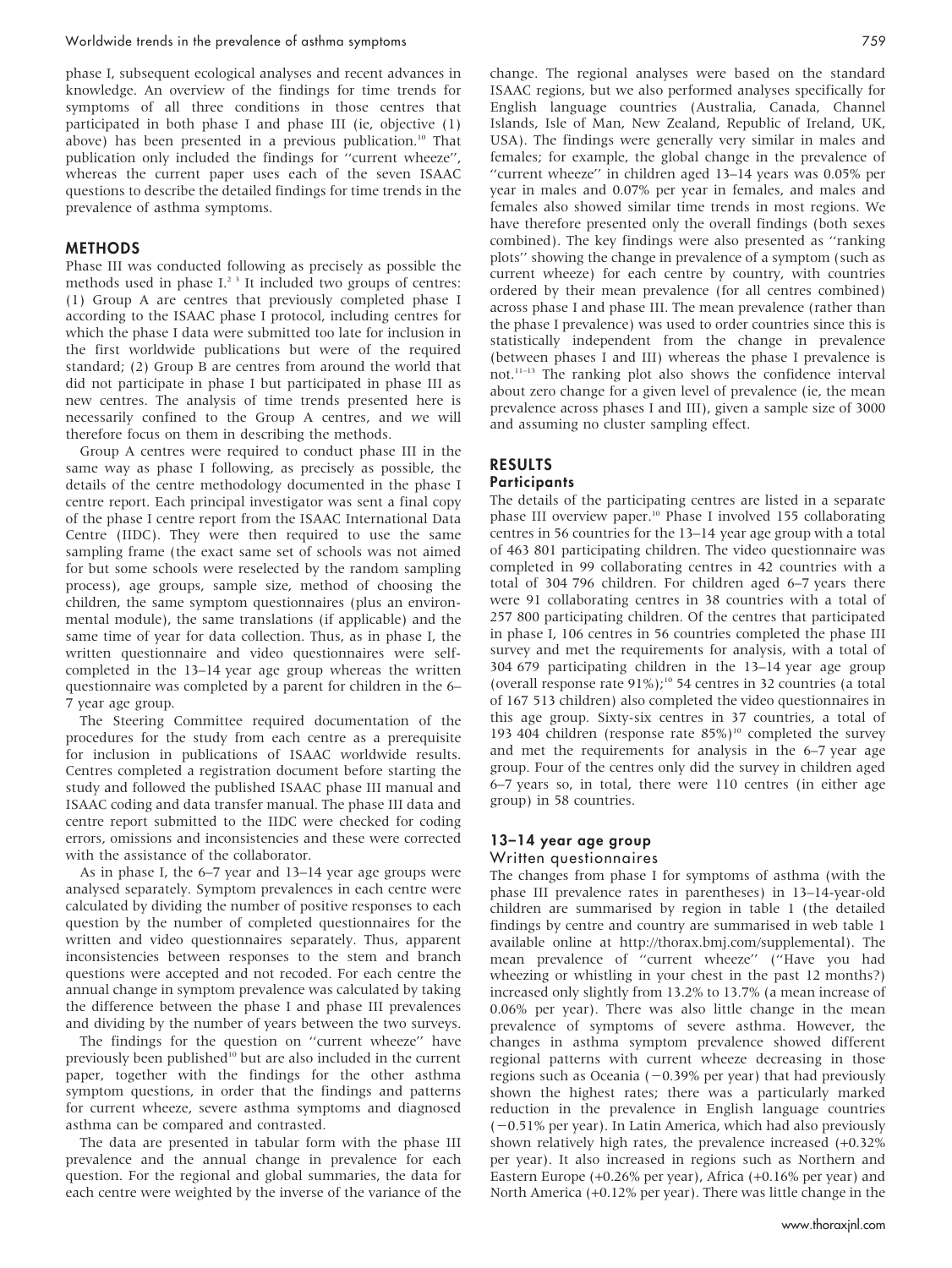phase I, subsequent ecological analyses and recent advances in knowledge. An overview of the findings for time trends for symptoms of all three conditions in those centres that participated in both phase I and phase III (ie, objective (1) above) has been presented in a previous publication.[10] That publication only included the findings for "current wheeze", whereas the current paper uses each of the seven ISAAC questions to describe the detailed findings for time trends in the prevalence of asthma symptoms.

## METHODS

Phase III was conducted following as precisely as possible the methods used in phase I.[2 3] It included two groups of centres: (1) Group A are centres that previously completed phase I according to the ISAAC phase I protocol, including centres for which the phase I data were submitted too late for inclusion in the first worldwide publications but were of the required standard; (2) Group B are centres from around the world that did not participate in phase I but participated in phase III as new centres. The analysis of time trends presented here is necessarily confined to the Group A centres, and we will therefore focus on them in describing the methods.

Group A centres were required to conduct phase III in the same way as phase I following, as precisely as possible, the details of the centre methodology documented in the phase I centre report. Each principal investigator was sent a final copy of the phase I centre report from the ISAAC International Data Centre (IIDC). They were then required to use the same sampling frame (the exact same set of schools was not aimed for but some schools were reselected by the random sampling process), age groups, sample size, method of choosing the children, the same symptom questionnaires (plus an environmental module), the same translations (if applicable) and the same time of year for data collection. Thus, as in phase I, the written questionnaire and video questionnaires were self-completed in the 13–14 year age group whereas the written questionnaire was completed by a parent for children in the 6–7 year age group.

The Steering Committee required documentation of the procedures for the study from each centre as a prerequisite for inclusion in publications of ISAAC worldwide results. Centres completed a registration document before starting the study and followed the published ISAAC phase III manual and ISAAC coding and data transfer manual. The phase III data and centre report submitted to the IIDC were checked for coding errors, omissions and inconsistencies and these were corrected with the assistance of the collaborator.

As in phase I, the 6–7 year and 13–14 year age groups were analysed separately. Symptom prevalences in each centre were calculated by dividing the number of positive responses to each question by the number of completed questionnaires for the written and video questionnaires separately. Thus, apparent inconsistencies between responses to the stem and branch questions were accepted and not recoded. For each centre the annual change in symptom prevalence was calculated by taking the difference between the phase I and phase III prevalences and dividing by the number of years between the two surveys.

The findings for the question on "current wheeze" have previously been published[10] but are also included in the current paper, together with the findings for the other asthma symptom questions, in order that the findings and patterns for current wheeze, severe asthma symptoms and diagnosed asthma can be compared and contrasted.

The data are presented in tabular form with the phase III prevalence and the annual change in prevalence for each question. For the regional and global summaries, the data for each centre were weighted by the inverse of the variance of the change. The regional analyses were based on the standard ISAAC regions, but we also performed analyses specifically for English language countries (Australia, Canada, Channel Islands, Isle of Man, New Zealand, Republic of Ireland, UK, USA). The findings were generally very similar in males and females; for example, the global change in the prevalence of "current wheeze" in children aged 13–14 years was 0.05% per year in males and 0.07% per year in females, and males and females also showed similar time trends in most regions. We have therefore presented only the overall findings (both sexes combined). The key findings were also presented as "ranking plots" showing the change in prevalence of a symptom (such as current wheeze) for each centre by country, with countries ordered by their mean prevalence (for all centres combined) across phase I and phase III. The mean prevalence (rather than the phase I prevalence) was used to order countries since this is statistically independent from the change in prevalence (between phases I and III) whereas the phase I prevalence is not.[11–13] The ranking plot also shows the confidence interval about zero change for a given level of prevalence (ie, the mean prevalence across phases I and III), given a sample size of 3000 and assuming no cluster sampling effect.

## RESULTS

### Participants

The details of the participating centres are listed in a separate phase III overview paper.[10] Phase I involved 155 collaborating centres in 56 countries for the 13–14 year age group with a total of 463 801 participating children. The video questionnaire was completed in 99 collaborating centres in 42 countries with a total of 304 796 children. For children aged 6–7 years there were 91 collaborating centres in 38 countries with a total of 257 800 participating children. Of the centres that participated in phase I, 106 centres in 56 countries completed the phase III survey and met the requirements for analysis, with a total of 304 679 participating children in the 13–14 year age group (overall response rate 91%);[10] 54 centres in 32 countries (a total of 167 513 children) also completed the video questionnaires in this age group. Sixty-six centres in 37 countries, a total of 193 404 children (response rate 85%)[10] completed the survey and met the requirements for analysis in the 6–7 year age group. Four of the centres only did the survey in children aged 6–7 years so, in total, there were 110 centres (in either age group) in 58 countries.

### 13–14 year age group

#### Written questionnaires

The changes from phase I for symptoms of asthma (with the phase III prevalence rates in parentheses) in 13–14-year-old children are summarised by region in table 1 (the detailed findings by centre and country are summarised in web table 1 available online at http://thorax.bmj.com/supplemental). The mean prevalence of "current wheeze" ("Have you had wheezing or whistling in your chest in the past 12 months?) increased only slightly from 13.2% to 13.7% (a mean increase of 0.06% per year). There was also little change in the mean prevalence of symptoms of severe asthma. However, the changes in asthma symptom prevalence showed different regional patterns with current wheeze decreasing in those regions such as Oceania (−0.39% per year) that had previously shown the highest rates; there was a particularly marked reduction in the prevalence in English language countries (−0.51% per year). In Latin America, which had also previously shown relatively high rates, the prevalence increased (+0.32% per year). It also increased in regions such as Northern and Eastern Europe (+0.26% per year), Africa (+0.16% per year) and North America (+0.12% per year). There was little change in the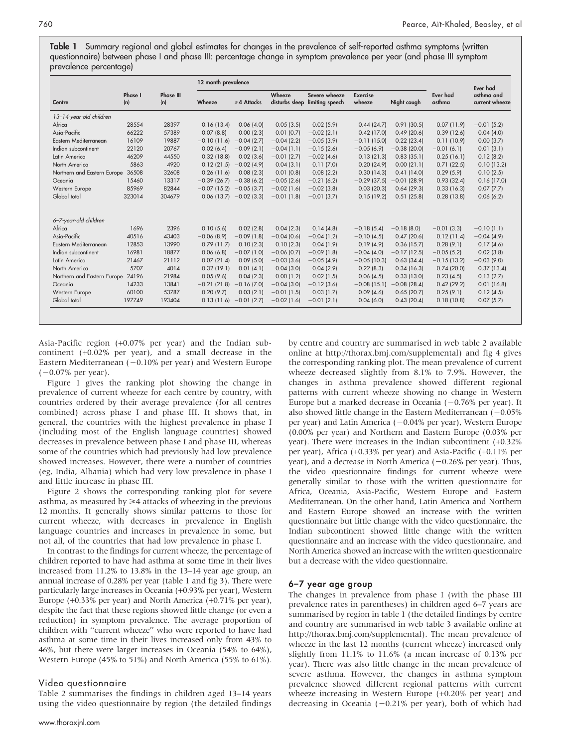**Table 1** Summary regional and global estimates for changes in the prevalence of self-reported asthma symptoms (written questionnaire) between phase I and phase III: percentage change in symptom prevalence per year (and phase III symptom prevalence percentage)

| Centre | Phase I (n) | Phase III (n) | 12 month prevalence | | | | | | Ever had asthma | Ever had asthma and current wheeze |
|---|---|---|---|---|---|---|---|---|---|---|
| | | | Wheeze | ≥4 Attacks | Wheeze disturbs sleep | Severe wheeze limiting speech | Exercise wheeze | Night cough | | |
| *13–14-year-old children* | | | | | | | | | | |
| Africa | 28554 | 28397 | 0.16 (13.4) | 0.06 (4.0) | 0.05 (3.5) | 0.02 (5.9) | 0.44 (24.7) | 0.91 (30.5) | 0.07 (11.9) | −0.01 (5.2) |
| Asia-Pacific | 66222 | 57389 | 0.07 (8.8) | 0.00 (2.3) | 0.01 (0.7) | −0.02 (2.1) | 0.42 (17.0) | 0.49 (20.6) | 0.39 (12.6) | 0.04 (4.0) |
| Eastern Mediterranean | 16109 | 19887 | −0.10 (11.6) | −0.04 (2.7) | −0.04 (2.2) | −0.05 (3.9) | −0.11 (15.0) | 0.22 (23.4) | 0.11 (10.9) | 0.00 (3.7) |
| Indian subcontinent | 22120 | 20767 | 0.02 (6.4) | −0.09 (2.1) | −0.04 (1.1) | −0.15 (2.6) | −0.05 (6.9) | −0.38 (20.0) | −0.01 (6.1) | 0.01 (3.1) |
| Latin America | 46209 | 44550 | 0.32 (18.8) | 0.02 (3.6) | −0.01 (2.7) | −0.02 (4.6) | 0.13 (21.3) | 0.83 (35.1) | 0.25 (16.1) | 0.12 (8.2) |
| North America | 5863 | 4920 | 0.12 (21.5) | −0.02 (4.9) | 0.04 (3.1) | 0.11 (7.0) | 0.20 (24.9) | 0.00 (21.1) | 0.71 (22.5) | 0.10 (13.2) |
| Northern and Eastern Europe | 36508 | 32608 | 0.26 (11.6) | 0.08 (2.3) | 0.01 (0.8) | 0.08 (2.2) | 0.30 (14.3) | 0.41 (14.0) | 0.29 (5.9) | 0.10 (2.5) |
| Oceania | 15460 | 13317 | −0.39 (26.7) | −0.38 (6.2) | −0.05 (2.6) | −0.21 (6.2) | −0.29 (37.5) | −0.01 (28.9) | 0.93 (32.4) | 0.16 (17.0) |
| Western Europe | 85969 | 82844 | −0.07 (15.2) | −0.05 (3.7) | −0.02 (1.6) | −0.02 (3.8) | 0.03 (20.3) | 0.64 (29.3) | 0.33 (16.3) | 0.07 (7.7) |
| Global total | 323014 | 304679 | 0.06 (13.7) | −0.02 (3.3) | −0.01 (1.8) | −0.01 (3.7) | 0.15 (19.2) | 0.51 (25.8) | 0.28 (13.8) | 0.06 (6.2) |
| *6–7-year-old children* | | | | | | | | | | |
| Africa | 1696 | 2396 | 0.10 (5.6) | 0.02 (2.8) | 0.04 (2.3) | 0.14 (4.8) | −0.18 (5.4) | −0.18 (8.0) | −0.01 (3.3) | −0.10 (1.1) |
| Asia-Pacific | 40516 | 43403 | −0.06 (8.9) | −0.09 (1.8) | −0.04 (0.6) | −0.04 (1.2) | −0.10 (4.5) | 0.47 (20.6) | 0.12 (11.4) | −0.04 (4.9) |
| Eastern Mediterranean | 12853 | 13990 | 0.79 (11.7) | 0.10 (2.3) | 0.10 (2.3) | 0.04 (1.9) | 0.19 (4.9) | 0.36 (15.7) | 0.28 (9.1) | 0.17 (4.6) |
| Indian subcontinent | 16981 | 18877 | 0.06 (6.8) | −0.07 (1.0) | −0.06 (0.7) | −0.09 (1.8) | −0.04 (4.0) | −0.17 (12.5) | −0.05 (5.2) | 0.02 (3.8) |
| Latin America | 21467 | 21112 | 0.07 (21.4) | 0.09 (5.0) | −0.03 (3.6) | −0.05 (4.9) | −0.05 (10.3) | 0.63 (34.4) | −0.15 (13.2) | −0.03 (9.0) |
| North America | 5707 | 4014 | 0.32 (19.1) | 0.01 (4.1) | 0.04 (3.0) | 0.04 (2.9) | 0.22 (8.3) | 0.34 (16.3) | 0.74 (20.0) | 0.37 (13.4) |
| Northern and Eastern Europe | 24196 | 21984 | 0.05 (9.6) | 0.04 (2.3) | 0.00 (1.2) | 0.02 (1.5) | 0.06 (4.5) | 0.33 (13.0) | 0.23 (4.5) | 0.13 (2.7) |
| Oceania | 14233 | 13841 | −0.21 (21.8) | −0.16 (7.0) | −0.04 (3.0) | −0.12 (3.6) | −0.08 (15.1) | −0.08 (28.4) | 0.42 (29.2) | 0.01 (16.8) |
| Western Europe | 60100 | 53787 | 0.20 (9.7) | 0.03 (2.1) | −0.01 (1.5) | 0.03 (1.7) | 0.09 (4.6) | 0.65 (20.7) | 0.25 (9.1) | 0.12 (4.5) |
| Global total | 197749 | 193404 | 0.13 (11.6) | −0.01 (2.7) | −0.02 (1.6) | −0.01 (2.1) | 0.04 (6.0) | 0.43 (20.4) | 0.18 (10.8) | 0.07 (5.7) |

Asia-Pacific region (+0.07% per year) and the Indian subcontinent (+0.02% per year), and a small decrease in the Eastern Mediterranean (−0.10% per year) and Western Europe (−0.07% per year).

Figure 1 gives the ranking plot showing the change in prevalence of current wheeze for each centre by country, with countries ordered by their average prevalence (for all centres combined) across phase I and phase III. It shows that, in general, the countries with the highest prevalence in phase I (including most of the English language countries) showed decreases in prevalence between phase I and phase III, whereas some of the countries which had previously had low prevalence showed increases. However, there were a number of countries (eg, India, Albania) which had very low prevalence in phase I and little increase in phase III.

Figure 2 shows the corresponding ranking plot for severe asthma, as measured by ≥4 attacks of wheezing in the previous 12 months. It generally shows similar patterns to those for current wheeze, with decreases in prevalence in English language countries and increases in prevalence in some, but not all, of the countries that had low prevalence in phase I.

In contrast to the findings for current wheeze, the percentage of children reported to have had asthma at some time in their lives increased from 11.2% to 13.8% in the 13–14 year age group, an annual increase of 0.28% per year (table 1 and fig 3). There were particularly large increases in Oceania (+0.93% per year), Western Europe (+0.33% per year) and North America (+0.71% per year), despite the fact that these regions showed little change (or even a reduction) in symptom prevalence. The average proportion of children with "current wheeze" who were reported to have had asthma at some time in their lives increased only from 43% to 46%, but there were larger increases in Oceania (54% to 64%), Western Europe (45% to 51%) and North America (55% to 61%).

### Video questionnaire

Table 2 summarises the findings in children aged 13–14 years using the video questionnaire by region (the detailed findings by centre and country are summarised in web table 2 available online at http://thorax.bmj.com/supplemental) and fig 4 gives the corresponding ranking plot. The mean prevalence of current wheeze decreased slightly from 8.1% to 7.9%. However, the changes in asthma prevalence showed different regional patterns with current wheeze showing no change in Western Europe but a marked decrease in Oceania (−0.76% per year). It also showed little change in the Eastern Mediterranean (−0.05% per year) and Latin America (−0.04% per year), Western Europe (0.00% per year) and Northern and Eastern Europe (0.03% per year). There were increases in the Indian subcontinent (+0.32% per year), Africa (+0.33% per year) and Asia-Pacific (+0.11% per year), and a decrease in North America (−0.26% per year). Thus, the video questionnaire findings for current wheeze were generally similar to those with the written questionnaire for Africa, Oceania, Asia-Pacific, Western Europe and Eastern Mediterranean. On the other hand, Latin America and Northern and Eastern Europe showed an increase with the written questionnaire but little change with the video questionnaire, the Indian subcontinent showed little change with the written questionnaire and an increase with the video questionnaire, and North America showed an increase with the written questionnaire but a decrease with the video questionnaire.

### 6–7 year age group

The changes in prevalence from phase I (with the phase III prevalence rates in parentheses) in children aged 6–7 years are summarised by region in table 1 (the detailed findings by centre and country are summarised in web table 3 available online at http://thorax.bmj.com/supplemental). The mean prevalence of wheeze in the last 12 months (current wheeze) increased only slightly from 11.1% to 11.6% (a mean increase of 0.13% per year). There was also little change in the mean prevalence of severe asthma. However, the changes in asthma symptom prevalence showed different regional patterns with current wheeze increasing in Western Europe (+0.20% per year) and decreasing in Oceania (−0.21% per year), both of which had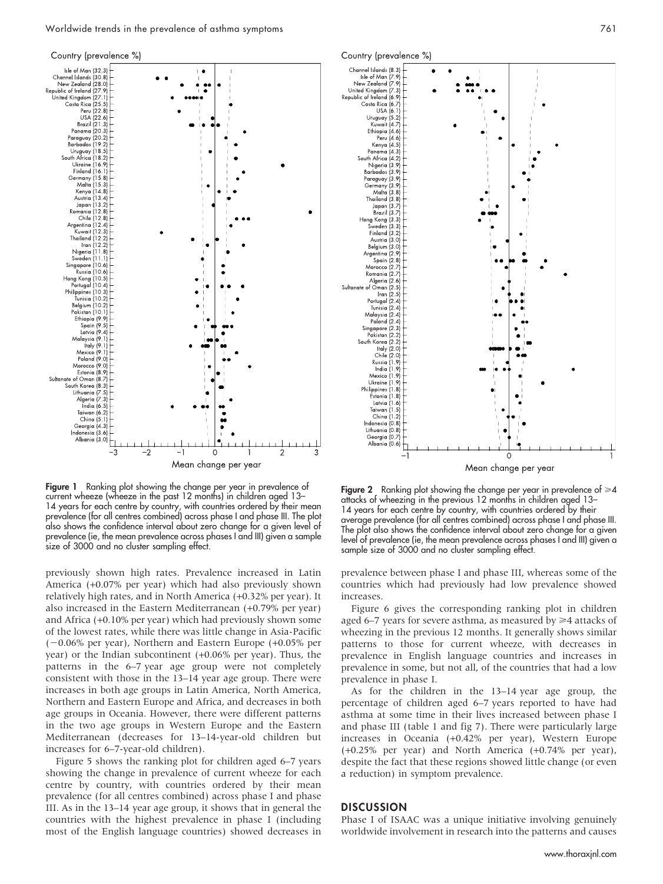Figure 1 Ranking plot showing the change per year in prevalence of current wheeze (wheeze in the past 12 months) in children aged 13–14 years for each centre by country, with countries ordered by their mean prevalence (for all centres combined) across phase I and phase III. The plot also shows the confidence interval about zero change for a given level of prevalence (ie, the mean prevalence across phases I and III) given a sample size of 3000 and no cluster sampling effect.

Figure 2 Ranking plot showing the change per year in prevalence of ≥4 attacks of wheezing in the previous 12 months in children aged 13–14 years for each centre by country, with countries ordered by their average prevalence (for all centres combined) across phase I and phase III. The plot also shows the confidence interval about zero change for a given level of prevalence (ie, the mean prevalence across phases I and III) given a sample size of 3000 and no cluster sampling effect.

previously shown high rates. Prevalence increased in Latin America (+0.07% per year) which had also previously shown relatively high rates, and in North America (+0.32% per year). It also increased in the Eastern Mediterranean (+0.79% per year) and Africa (+0.10% per year) which had previously shown some of the lowest rates, while there was little change in Asia-Pacific (−0.06% per year), Northern and Eastern Europe (+0.05% per year) or the Indian subcontinent (+0.06% per year). Thus, the patterns in the 6–7 year age group were not completely consistent with those in the 13–14 year age group. There were increases in both age groups in Latin America, North America, Northern and Eastern Europe and Africa, and decreases in both age groups in Oceania. However, there were different patterns in the two age groups in Western Europe and the Eastern Mediterranean (decreases for 13–14-year-old children but increases for 6–7-year-old children).

Figure 5 shows the ranking plot for children aged 6–7 years showing the change in prevalence of current wheeze for each centre by country, with countries ordered by their mean prevalence (for all centres combined) across phase I and phase III. As in the 13–14 year age group, it shows that in general the countries with the highest prevalence in phase I (including most of the English language countries) showed decreases in prevalence between phase I and phase III, whereas some of the countries which had previously had low prevalence showed increases.

Figure 6 gives the corresponding ranking plot in children aged 6–7 years for severe asthma, as measured by ≥4 attacks of wheezing in the previous 12 months. It generally shows similar patterns to those for current wheeze, with decreases in prevalence in English language countries and increases in prevalence in some, but not all, of the countries that had a low prevalence in phase I.

As for the children in the 13–14 year age group, the percentage of children aged 6–7 years reported to have had asthma at some time in their lives increased between phase I and phase III (table 1 and fig 7). There were particularly large increases in Oceania (+0.42% per year), Western Europe (+0.25% per year) and North America (+0.74% per year), despite the fact that these regions showed little change (or even a reduction) in symptom prevalence.

## DISCUSSION

Phase I of ISAAC was a unique initiative involving genuinely worldwide involvement in research into the patterns and causes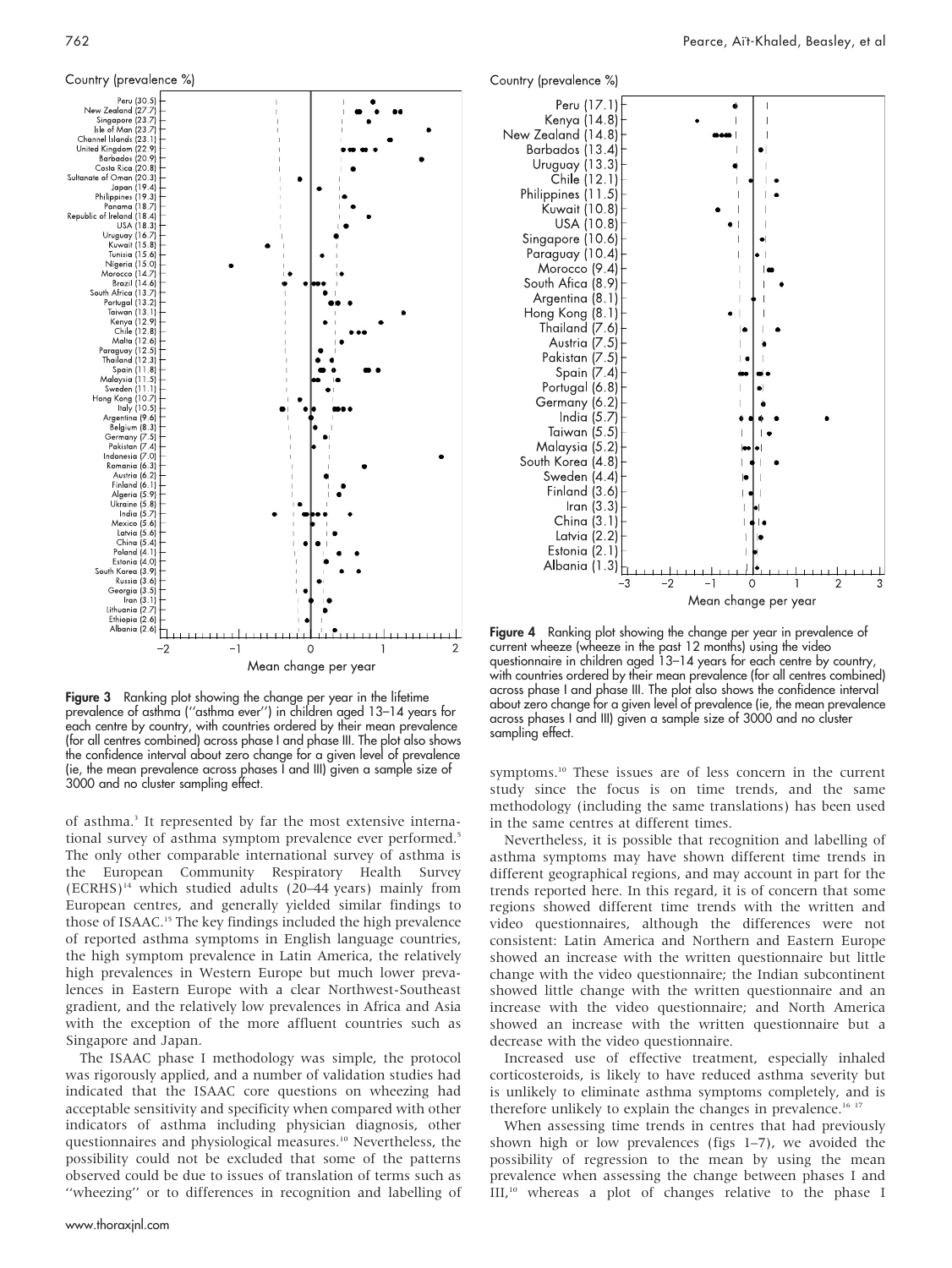Figure 3 Ranking plot showing the change per year in the lifetime prevalence of asthma (''asthma ever'') in children aged 13–14 years for each centre by country, with countries ordered by their mean prevalence (for all centres combined) across phase I and phase III. The plot also shows the confidence interval about zero change for a given level of prevalence (ie, the mean prevalence across phases I and III) given a sample size of 3000 and no cluster sampling effect.

Figure 4 Ranking plot showing the change per year in prevalence of current wheeze (wheeze in the past 12 months) using the video questionnaire in children aged 13–14 years for each centre by country, with countries ordered by their mean prevalence (for all centres combined) across phase I and phase III. The plot also shows the confidence interval about zero change for a given level of prevalence (ie, the mean prevalence across phases I and III) given a sample size of 3000 and no cluster sampling effect.

of asthma.[3] It represented by far the most extensive international survey of asthma symptom prevalence ever performed.[5] The only other comparable international survey of asthma is the European Community Respiratory Health Survey (ECRHS)[14] which studied adults (20–44 years) mainly from European centres, and generally yielded similar findings to those of ISAAC.[15] The key findings included the high prevalence of reported asthma symptoms in English language countries, the high symptom prevalence in Latin America, the relatively high prevalences in Western Europe but much lower prevalences in Eastern Europe with a clear Northwest-Southeast gradient, and the relatively low prevalences in Africa and Asia with the exception of the more affluent countries such as Singapore and Japan.

The ISAAC phase I methodology was simple, the protocol was rigorously applied, and a number of validation studies had indicated that the ISAAC core questions on wheezing had acceptable sensitivity and specificity when compared with other indicators of asthma including physician diagnosis, other questionnaires and physiological measures.[10] Nevertheless, the possibility could not be excluded that some of the patterns observed could be due to issues of translation of terms such as ''wheezing'' or to differences in recognition and labelling of symptoms.[10] These issues are of less concern in the current study since the focus is on time trends, and the same methodology (including the same translations) has been used in the same centres at different times.

Nevertheless, it is possible that recognition and labelling of asthma symptoms may have shown different time trends in different geographical regions, and may account in part for the trends reported here. In this regard, it is of concern that some regions showed different time trends with the written and video questionnaires, although the differences were not consistent: Latin America and Northern and Eastern Europe showed an increase with the written questionnaire but little change with the video questionnaire; the Indian subcontinent showed little change with the written questionnaire and an increase with the video questionnaire; and North America showed an increase with the written questionnaire but a decrease with the video questionnaire.

Increased use of effective treatment, especially inhaled corticosteroids, is likely to have reduced asthma severity but is unlikely to eliminate asthma symptoms completely, and is therefore unlikely to explain the changes in prevalence.[16,17]

When assessing time trends in centres that had previously shown high or low prevalences (figs 1–7), we avoided the possibility of regression to the mean by using the mean prevalence when assessing the change between phases I and III,[10] whereas a plot of changes relative to the phase I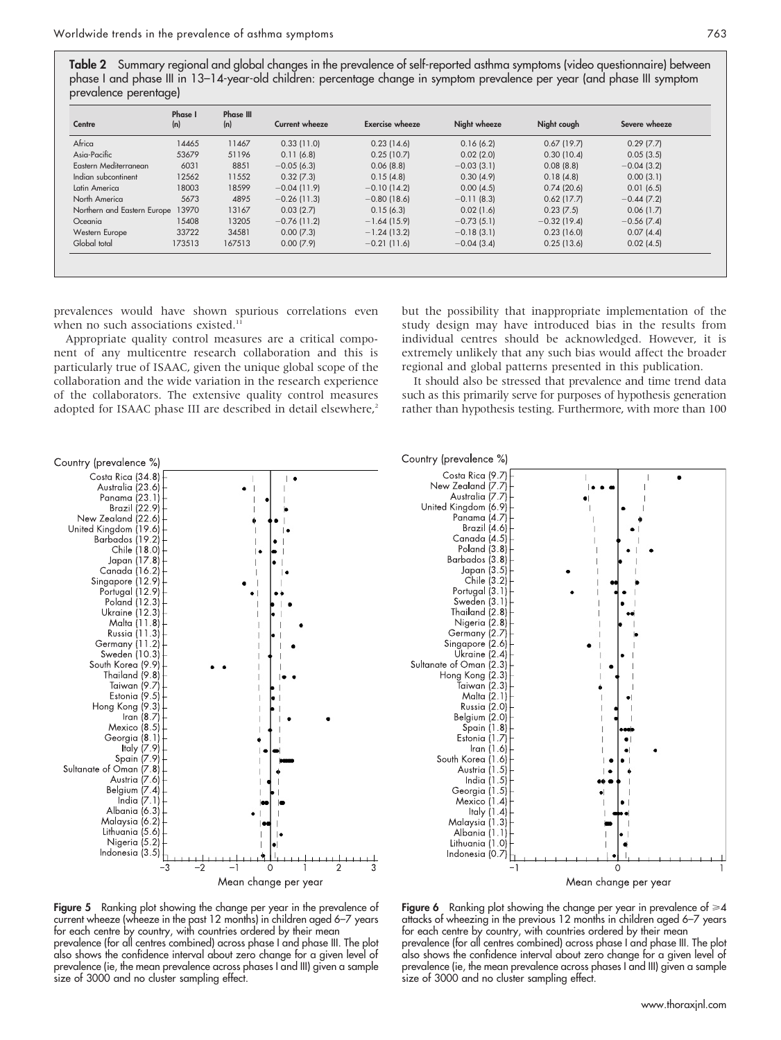**Table 2** Summary regional and global changes in the prevalence of self-reported asthma symptoms (video questionnaire) between phase I and phase III in 13–14-year-old children: percentage change in symptom prevalence per year (and phase III symptom prevalence perentage)

| Centre | Phase I (n) | Phase III (n) | Current wheeze | Exercise wheeze | Night wheeze | Night cough | Severe wheeze |
|---|---|---|---|---|---|---|---|
| Africa | 14465 | 11467 | 0.33 (11.0) | 0.23 (14.6) | 0.16 (6.2) | 0.67 (19.7) | 0.29 (7.7) |
| Asia-Pacific | 53679 | 51196 | 0.11 (6.8) | 0.25 (10.7) | 0.02 (2.0) | 0.30 (10.4) | 0.05 (3.5) |
| Eastern Mediterranean | 6031 | 8851 | −0.05 (6.3) | 0.06 (8.8) | −0.03 (3.1) | 0.08 (8.8) | −0.04 (3.2) |
| Indian subcontinent | 12562 | 11552 | 0.32 (7.3) | 0.15 (4.8) | 0.30 (4.9) | 0.18 (4.8) | 0.00 (3.1) |
| Latin America | 18003 | 18599 | −0.04 (11.9) | −0.10 (14.2) | 0.00 (4.5) | 0.74 (20.6) | 0.01 (6.5) |
| North America | 5673 | 4895 | −0.26 (11.3) | −0.80 (18.6) | −0.11 (8.3) | 0.62 (17.7) | −0.44 (7.2) |
| Northern and Eastern Europe | 13970 | 13167 | 0.03 (2.7) | 0.15 (6.3) | 0.02 (1.6) | 0.23 (7.5) | 0.06 (1.7) |
| Oceania | 15408 | 13205 | −0.76 (11.2) | −1.64 (15.9) | −0.73 (5.1) | −0.32 (19.4) | −0.56 (7.4) |
| Western Europe | 33722 | 34581 | 0.00 (7.3) | −1.24 (13.2) | −0.18 (3.1) | 0.23 (16.0) | 0.07 (4.4) |
| Global total | 173513 | 167513 | 0.00 (7.9) | −0.21 (11.6) | −0.04 (3.4) | 0.25 (13.6) | 0.02 (4.5) |

prevalences would have shown spurious correlations even when no such associations existed.[11]

Appropriate quality control measures are a critical component of any multicentre research collaboration and this is particularly true of ISAAC, given the unique global scope of the collaboration and the wide variation in the research experience of the collaborators. The extensive quality control measures adopted for ISAAC phase III are described in detail elsewhere,[2] but the possibility that inappropriate implementation of the study design may have introduced bias in the results from individual centres should be acknowledged. However, it is extremely unlikely that any such bias would affect the broader regional and global patterns presented in this publication.

It should also be stressed that prevalence and time trend data such as this primarily serve for purposes of hypothesis generation rather than hypothesis testing. Furthermore, with more than 100

**Figure 5** Ranking plot showing the change per year in the prevalence of current wheeze (wheeze in the past 12 months) in children aged 6–7 years for each centre by country, with countries ordered by their mean prevalence (for all centres combined) across phase I and phase III. The plot also shows the confidence interval about zero change for a given level of prevalence (ie, the mean prevalence across phases I and III) given a sample size of 3000 and no cluster sampling effect.

**Figure 6** Ranking plot showing the change per year in prevalence of ⩾4 attacks of wheezing in the previous 12 months in children aged 6–7 years for each centre by country, with countries ordered by their mean prevalence (for all centres combined) across phase I and phase III. The plot also shows the confidence interval about zero change for a given level of prevalence (ie, the mean prevalence across phases I and III) given a sample size of 3000 and no cluster sampling effect.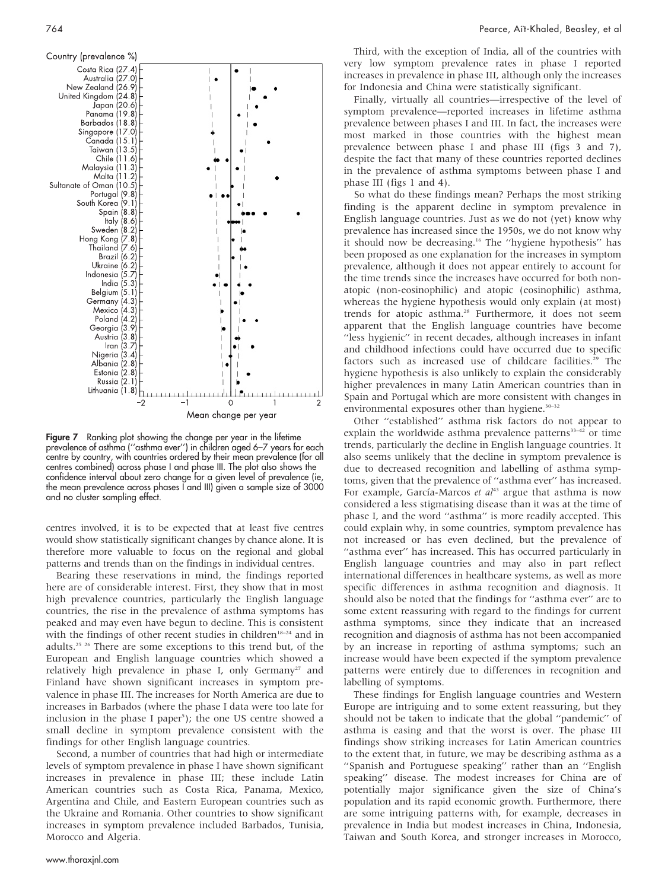Country (prevalence %)

Costa Rica (27.4)
Australia (27.0)
New Zealand (26.9)
United Kingdom (24.8)
Japan (20.6)
Panama (19.8)
Barbados (18.8)
Singapore (17.0)
Canada (15.1)
Taiwan (13.5)
Chile (11.6)
Malaysia (11.3)
Malta (11.2)
Sultanate of Oman (10.5)
Portugal (9.8)
South Korea (9.1)
Spain (8.8)
Italy (8.6)
Sweden (8.2)
Hong Kong (7.8)
Thailand (7.6)
Brazil (6.2)
Ukraine (6.2)
Indonesia (5.7)
India (5.3)
Belgium (5.1)
Germany (4.3)
Mexico (4.3)
Poland (4.2)
Georgia (3.9)
Austria (3.8)
Iran (3.7)
Nigeria (3.4)
Albania (2.8)
Estonia (2.8)
Russia (2.1)
Lithuania (1.8)

−2 −1 0 1 2

Mean change per year

**Figure 7** Ranking plot showing the change per year in the lifetime prevalence of asthma (''asthma ever'') in children aged 6–7 years for each centre by country, with countries ordered by their mean prevalence (for all centres combined) across phase I and phase III. The plot also shows the confidence interval about zero change for a given level of prevalence (ie, the mean prevalence across phases I and III) given a sample size of 3000 and no cluster sampling effect.

centres involved, it is to be expected that at least five centres would show statistically significant changes by chance alone. It is therefore more valuable to focus on the regional and global patterns and trends than on the findings in individual centres.

Bearing these reservations in mind, the findings reported here are of considerable interest. First, they show that in most high prevalence countries, particularly the English language countries, the rise in the prevalence of asthma symptoms has peaked and may even have begun to decline. This is consistent with the findings of other recent studies in children[18–24] and in adults.[25 26] There are some exceptions to this trend but, of the European and English language countries which showed a relatively high prevalence in phase I, only Germany[27] and Finland have shown significant increases in symptom prevalence in phase III. The increases for North America are due to increases in Barbados (where the phase I data were too late for inclusion in the phase I paper[5]); the one US centre showed a small decline in symptom prevalence consistent with the findings for other English language countries.

Second, a number of countries that had high or intermediate levels of symptom prevalence in phase I have shown significant increases in prevalence in phase III; these include Latin American countries such as Costa Rica, Panama, Mexico, Argentina and Chile, and Eastern European countries such as the Ukraine and Romania. Other countries to show significant increases in symptom prevalence included Barbados, Tunisia, Morocco and Algeria.

Third, with the exception of India, all of the countries with very low symptom prevalence rates in phase I reported increases in prevalence in phase III, although only the increases for Indonesia and China were statistically significant.

Finally, virtually all countries—irrespective of the level of symptom prevalence—reported increases in lifetime asthma prevalence between phases I and III. In fact, the increases were most marked in those countries with the highest mean prevalence between phase I and phase III (figs 3 and 7), despite the fact that many of these countries reported declines in the prevalence of asthma symptoms between phase I and phase III (figs 1 and 4).

So what do these findings mean? Perhaps the most striking finding is the apparent decline in symptom prevalence in English language countries. Just as we do not (yet) know why prevalence has increased since the 1950s, we do not know why it should now be decreasing.[16] The ''hygiene hypothesis'' has been proposed as one explanation for the increases in symptom prevalence, although it does not appear entirely to account for the time trends since the increases have occurred for both non-atopic (non-eosinophilic) and atopic (eosinophilic) asthma, whereas the hygiene hypothesis would only explain (at most) trends for atopic asthma.[28] Furthermore, it does not seem apparent that the English language countries have become ''less hygienic'' in recent decades, although increases in infant and childhood infections could have occurred due to specific factors such as increased use of childcare facilities.[29] The hygiene hypothesis is also unlikely to explain the considerably higher prevalences in many Latin American countries than in Spain and Portugal which are more consistent with changes in environmental exposures other than hygiene.[30–32]

Other ''established'' asthma risk factors do not appear to explain the worldwide asthma prevalence patterns[33–42] or time trends, particularly the decline in English language countries. It also seems unlikely that the decline in symptom prevalence is due to decreased recognition and labelling of asthma symptoms, given that the prevalence of ''asthma ever'' has increased. For example, García-Marcos *et al*[43] argue that asthma is now considered a less stigmatising disease than it was at the time of phase I, and the word ''asthma'' is more readily accepted. This could explain why, in some countries, symptom prevalence has not increased or has even declined, but the prevalence of ''asthma ever'' has increased. This has occurred particularly in English language countries and may also in part reflect international differences in healthcare systems, as well as more specific differences in asthma recognition and diagnosis. It should also be noted that the findings for ''asthma ever'' are to some extent reassuring with regard to the findings for current asthma symptoms, since they indicate that an increased recognition and diagnosis of asthma has not been accompanied by an increase in reporting of asthma symptoms; such an increase would have been expected if the symptom prevalence patterns were entirely due to differences in recognition and labelling of symptoms.

These findings for English language countries and Western Europe are intriguing and to some extent reassuring, but they should not be taken to indicate that the global ''pandemic'' of asthma is easing and that the worst is over. The phase III findings show striking increases for Latin American countries to the extent that, in future, we may be describing asthma as a ''Spanish and Portuguese speaking'' rather than an ''English speaking'' disease. The modest increases for China are of potentially major significance given the size of China's population and its rapid economic growth. Furthermore, there are some intriguing patterns with, for example, decreases in prevalence in India but modest increases in China, Indonesia, Taiwan and South Korea, and stronger increases in Morocco,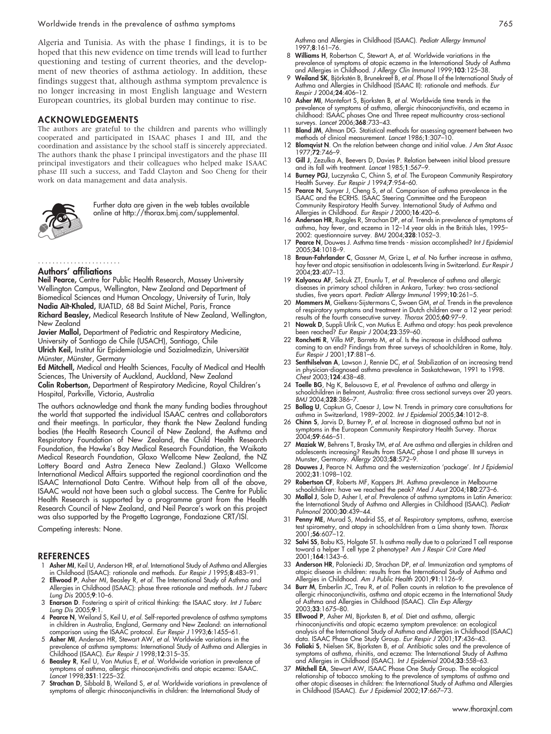Algeria and Tunisia. As with the phase I findings, it is to be hoped that this new evidence on time trends will lead to further questioning and testing of current theories, and the development of new theories of asthma aetiology. In addition, these findings suggest that, although asthma symptom prevalence is no longer increasing in most English language and Western European countries, its global burden may continue to rise.

## ACKNOWLEDGEMENTS

The authors are grateful to the children and parents who willingly cooperated and participated in ISAAC phases I and III, and the coordination and assistance by the school staff is sincerely appreciated. The authors thank the phase I principal investigators and the phase III principal investigators and their colleagues who helped make ISAAC phase III such a success, and Tadd Clayton and Soo Cheng for their work on data management and data analysis.

Further data are given in the web tables available online at http://thorax.bmj.com/supplemental.

### Authors' affiliations

**Neil Pearce,** Centre for Public Health Research, Massey University Wellington Campus, Wellington, New Zealand and Department of Biomedical Sciences and Human Oncology, University of Turin, Italy
**Nadia Aït-Khaled,** IUATLD, 68 Bd Saint Michel, Paris, France
**Richard Beasley,** Medical Research Institute of New Zealand, Wellington, New Zealand
**Javier Mallol,** Department of Pediatric and Respiratory Medicine, University of Santiago de Chile (USACH), Santiago, Chile
**Ulrich Keil,** Institut für Epidemiologie und Sozialmedizin, Universität Münster, Münster, Germany
**Ed Mitchell,** Medical and Health Sciences, Faculty of Medical and Health Sciences, The University of Auckland, Auckland, New Zealand
**Colin Robertson,** Department of Respiratory Medicine, Royal Children's Hospital, Parkville, Victoria, Australia

The authors acknowledge and thank the many funding bodies throughout the world that supported the individual ISAAC centres and collaborators and their meetings. In particular, they thank the New Zealand funding bodies (the Health Research Council of New Zealand, the Asthma and Respiratory Foundation of New Zealand, the Child Health Research Foundation, the Hawke's Bay Medical Research Foundation, the Waikato Medical Research Foundation, Glaxo Wellcome New Zealand, the NZ Lottery Board and Astra Zeneca New Zealand.) Glaxo Wellcome International Medical Affairs supported the regional coordination and the ISAAC International Data Centre. Without help from all of the above, ISAAC would not have been such a global success. The Centre for Public Health Research is supported by a programme grant from the Health Research Council of New Zealand, and Neil Pearce's work on this project was also supported by the Progetto Lagrange, Fondazione CRT/ISI.

Competing interests: None.

## REFERENCES

1. **Asher MI**, Keil U, Anderson HR, *et al*. International Study of Asthma and Allergies in Childhood (ISAAC): rationale and methods. *Eur Respir J* 1995;**8**:483–91.
2. **Ellwood P**, Asher MI, Beasley R, *et al*. The International Study of Asthma and Allergies in Childhood (ISAAC): phase three rationale and methods. *Int J Tuberc Lung Dis* 2005;**9**:10–6.
3. **Enarson D**. Fostering a spirit of critical thinking: the ISAAC story. *Int J Tuberc Lung Dis* 2005;**9**:1.
4. **Pearce N**, Weiland S, Keil U, *et al*. Self-reported prevalence of asthma symptoms in children in Australia, England, Germany and New Zealand: an international comparison using the ISAAC protocol. *Eur Respir J* 1993;**6**:1455–61.
5. **Asher MI**, Anderson HR, Stewart AW, *et al*. Worldwide variations in the prevalence of asthma symptoms: International Study of Asthma and Allergies in Childhood (ISAAC). *Eur Respir J* 1998;**12**:315–35.
6. **Beasley R**, Keil U, Von Mutius E, *et al*. Worldwide variation in prevalence of symptoms of asthma, allergic rhinoconjunctivitis and atopic eczema: ISAAC. *Lancet* 1998;**351**:1225–32.
7. **Strachan D**, Sibbald B, Weiland S, *et al*. Worldwide variations in prevalence of symptoms of allergic rhinoconjunctivitis in children: the International Study of Asthma and Allergies in Childhood (ISAAC). *Pediatr Allergy Immunol* 1997;**8**:161–76.
8. **Williams H**, Robertson C, Stewart A, *et al*. Worldwide variations in the prevalence of symptoms of atopic eczema in the International Study of Asthma and Allergies in Childhood. *J Allergy Clin Immunol* 1999;**103**:125–38.
9. **Weiland SK**, Björkstén B, Brunekreef B, *et al*. Phase II of the International Study of Asthma and Allergies in Childhood (ISAAC II): rationale and methods. *Eur Respir J* 2004;**24**:406–12.
10. **Asher MI**, Montefort S, Bjorksten B, *et al*. Worldwide time trends in the prevalence of symptoms of asthma, allergic rhinoconjunctivitis, and eczema in childhood: ISAAC phases One and Three repeat multicountry cross-sectional surveys. *Lancet* 2006;**368**:733–43.
11. **Bland JM**, Altman DG. Statistical methods for assessing agreement between two methods of clinical measurement. *Lancet* 1986;**1**:307–10.
12. **Blomqvist N**. On the relation between change and initial value. *J Am Stat Assoc* 1977;**72**:746–9.
13. **Gill J**, Zezulka A, Beevers D, Davies P. Relation between initial blood pressure and its fall with treatment. *Lancet* 1985;**1**:567–9.
14. **Burney PGJ**, Luczynska C, Chinn S, *et al*. The European Community Respiratory Health Survey. *Eur Respir J* 1994;**7**:954–60.
15. **Pearce N**, Sunyer J, Cheng S, *et al*. Comparison of asthma prevalence in the ISAAC and the ECRHS. ISAAC Steering Committee and the European Community Respiratory Health Survey. International Study of Asthma and Allergies in Childhood. *Eur Respir J* 2000;**16**:420–6.
16. **Anderson HR**, Ruggles R, Strachan DP, *et al*. Trends in prevalence of symptoms of asthma, hay fever, and eczema in 12–14 year olds in the British Isles, 1995–2002: questionnaire survey. *BMJ* 2004;**328**:1052–3.
17. **Pearce N**, Douwes J. Asthma time trends - mission accomplished? *Int J Epidemiol* 2005;**34**:1018–9.
18. **Braun-Fahrlander C**, Gassner M, Grize L, *et al*. No further increase in asthma, hay fever and atopic sensitisation in adolescents living in Switzerland. *Eur Respir J* 2004;**23**:407–13.
19. **Kalyoncu AF**, Selcuk ZT, Enunlu T, *et al*. Prevalence of asthma and allergic diseases in primary school children in Ankara, Turkey: two cross-sectional studies, five years apart. *Pediatr Allergy Immunol* 1999;**10**:261–5.
20. **Mommers M**, Gielkens-Sijstermans C, Swaen GM, *et al*. Trends in the prevalence of respiratory symptoms and treatment in Dutch children over a 12 year period: results of the fourth consecutive survey. *Thorax* 2005;**60**:97–9.
21. **Nowak D**, Suppli Ulrik C, von Mutius E. Asthma and atopy: has peak prevalence been reached? *Eur Respir J* 2004;**23**:359–60.
22. **Ronchetti R**, Villa MP, Barreto M, *et al*. Is the increase in childhood asthma coming to an end? Findings from three surveys of schoolchildren in Rome, Italy. *Eur Respir J* 2001;**17**:881–6.
23. **Senthilselvan A**, Lawson J, Rennie DC, *et al*. Stabilization of an increasing trend in physician-diagnosed asthma prevalence in Saskatchewan, 1991 to 1998. *Chest* 2003;**124**:438–48.
24. **Toelle BG**, Ng K, Belousova E, *et al*. Prevalence of asthma and allergy in schoolchildren in Belmont, Australia: three cross sectional surveys over 20 years. *BMJ* 2004;**328**:386–7.
25. **Bollag U**, Capkun G, Caesar J, Low N. Trends in primary care consultations for asthma in Switzerland, 1989–2002. *Int J Epidemiol* 2005;**34**:1012–8.
26. **Chinn S**, Jarvis D, Burney P, *et al*. Increase in diagnosed asthma but not in symptoms in the European Community Respiratory Health Survey. *Thorax* 2004;**59**:646–51.
27. **Maziak W**, Behrens T, Brasky TM, *et al*. Are asthma and allergies in children and adolescents increasing? Results from ISAAC phase I and phase III surveys in Munster, Germany. *Allergy* 2003;**58**:572–9.
28. **Douwes J**, Pearce N. Asthma and the westernization 'package'. *Int J Epidemiol* 2002;**31**:1098–102.
29. **Robertson CF**, Roberts MF, Kappers JH. Asthma prevalence in Melbourne schoolchildren: have we reached the peak? *Med J Aust* 2004;**180**:273–6.
30. **Mallol J**, Sole D, Asher I, *et al*. Prevalence of asthma symptoms in Latin America: the International Study of Asthma and Allergies in Childhood (ISAAC). *Pediatr Pulmonol* 2000;**30**:439–44.
31. **Penny ME**, Murad S, Madrid SS, *et al*. Respiratory symptoms, asthma, exercise test spirometry, and atopy in schoolchildren from a Lima shanty town. *Thorax* 2001;**56**:607–12.
32. **Salvi SS**, Babu KS, Holgate ST. Is asthma really due to a polarized T cell response toward a helper T cell type 2 phenotype? *Am J Respir Crit Care Med* 2001;**164**:1343–6.
33. **Anderson HR**, Poloniecki JD, Strachan DP, *et al*. Immunization and symptoms of atopic disease in children: results from the International Study of Asthma and Allergies in Childhood. *Am J Public Health* 2001;**91**:1126–9.
34. **Burr M**, Emberlin JC, Treu R, *et al*. Pollen counts in relation to the prevalence of allergic rhinoconjunctivitis, asthma and atopic eczema in the International Study of Asthma and Allergies in Childhood (ISAAC). *Clin Exp Allergy* 2003;**33**:1675–80.
35. **Ellwood P**, Asher MI, Bjorksten B, *et al*. Diet and asthma, allergic rhinoconjunctivitis and atopic eczema symptom prevalence: an ecological analysis of the International Study of Asthma and Allergies in Childhood (ISAAC) data. ISAAC Phase One Study Group. *Eur Respir J* 2001;**17**:436–43.
36. **Foliaki S**, Nielsen SK, Bjorksten B, *et al*. Antibiotic sales and the prevalence of symptoms of asthma, rhinitis, and eczema: The International Study of Asthma and Allergies in Childhood (ISAAC). *Int J Epidemiol* 2004;**33**:558–63.
37. **Mitchell EA**, Stewart AW, ISAAC Phase One Study Group. The ecological relationship of tobacco smoking to the prevalence of symptoms of asthma and other atopic diseases in children: the International Study of Asthma and Allergies in Childhood (ISAAC). *Eur J Epidemiol* 2002;**17**:667–73.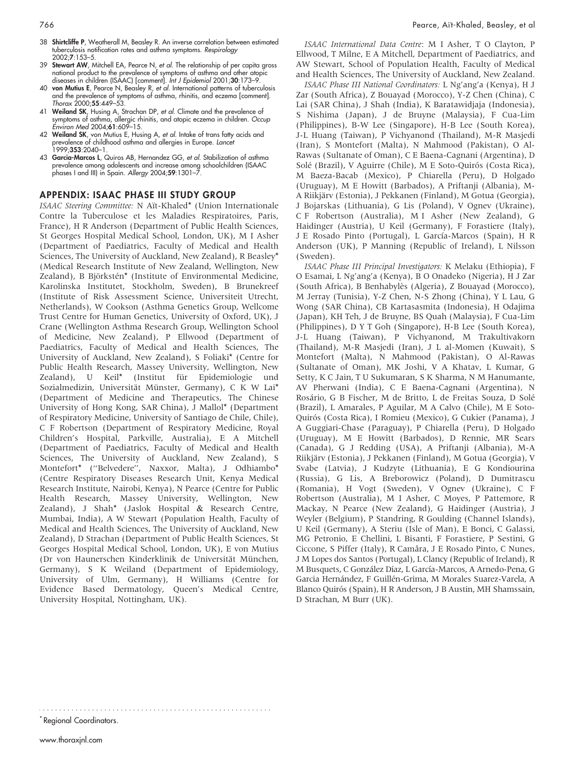38 **Shirtcliffe P**, Weatherall M, Beasley R. An inverse correlation between estimated tuberculosis notification rates and asthma symptoms. *Respirology* 2002;**7**:153–5.

39 **Stewart AW**, Mitchell EA, Pearce N, *et al*. The relationship of per capita gross national product to the prevalence of symptoms of asthma and other atopic diseases in children (ISAAC) [comment]. *Int J Epidemiol* 2001;**30**:173–9.

40 **von Mutius E**, Pearce N, Beasley R, *et al*. International patterns of tuberculosis and the prevalence of symptoms of asthma, rhinitis, and eczema [comment]. *Thorax* 2000;**55**:449–53.

41 **Weiland SK**, Husing A, Strachan DP, *et al*. Climate and the prevalence of symptoms of asthma, allergic rhinitis, and atopic eczema in children. *Occup Environ Med* 2004;**61**:609–15.

42 **Weiland SK**, von Mutius E, Husing A, *et al*. Intake of trans fatty acids and prevalence of childhood asthma and allergies in Europe. *Lancet* 1999;**353**:2040–1.

43 **Garcia-Marcos L**, Quiros AB, Hernandez GG, *et al*. Stabilization of asthma prevalence among adolescents and increase among schoolchildren (ISAAC phases I and III) in Spain. *Allergy* 2004;**59**:1301–7.

## APPENDIX: ISAAC PHASE III STUDY GROUP

*ISAAC Steering Committee:* N Aït-Khaled* (Union Internationale Contre la Tuberculose et les Maladies Respiratoires, Paris, France), H R Anderson (Department of Public Health Sciences, St Georges Hospital Medical School, London, UK), M I Asher (Department of Paediatrics, Faculty of Medical and Health Sciences, The University of Auckland, New Zealand), R Beasley* (Medical Research Institute of New Zealand, Wellington, New Zealand), B Björkstén* (Institute of Environmental Medicine, Karolinska Institutet, Stockholm, Sweden), B Brunekreef (Institute of Risk Assessment Science, Universiteit Utrecht, Netherlands), W Cookson (Asthma Genetics Group, Wellcome Trust Centre for Human Genetics, University of Oxford, UK), J Crane (Wellington Asthma Research Group, Wellington School of Medicine, New Zealand), P Ellwood (Department of Paediatrics, Faculty of Medical and Health Sciences, The University of Auckland, New Zealand), S Foliaki* (Centre for Public Health Research, Massey University, Wellington, New Zealand), U Keil* (Institut für Epidemiologie und Sozialmedizin, Universität Münster, Germany), C K W Lai* (Department of Medicine and Therapeutics, The Chinese University of Hong Kong, SAR China), J Mallol* (Department of Respiratory Medicine, University of Santiago de Chile, Chile), C F Robertson (Department of Respiratory Medicine, Royal Children's Hospital, Parkville, Australia), E A Mitchell (Department of Paediatrics, Faculty of Medical and Health Sciences, The University of Auckland, New Zealand), S Montefort* (''Belvedere'', Naxxor, Malta), J Odhiambo* (Centre Respiratory Diseases Research Unit, Kenya Medical Research Institute, Nairobi, Kenya), N Pearce (Centre for Public Health Research, Massey University, Wellington, New Zealand), J Shah* (Jaslok Hospital & Research Centre, Mumbai, India), A W Stewart (Population Health, Faculty of Medical and Health Sciences, The University of Auckland, New Zealand), D Strachan (Department of Public Health Sciences, St Georges Hospital Medical School, London, UK), E von Mutius (Dr von Haunerschen Kinderklinik de Universität München, Germany), S K Weiland (Department of Epidemiology, University of Ulm, Germany), H Williams (Centre for Evidence Based Dermatology, Queen's Medical Centre, University Hospital, Nottingham, UK).

*ISAAC International Data Centre*: M I Asher, T O Clayton, P Ellwood, T Milne, E A Mitchell, Department of Paediatrics, and AW Stewart, School of Population Health, Faculty of Medical and Health Sciences, The University of Auckland, New Zealand.

*ISAAC Phase III National Coordinators:* L Ng'ang'a (Kenya), H J Zar (South Africa), Z Bouayad (Morocco), Y-Z Chen (China), C Lai (SAR China), J Shah (India), K Baratawidjaja (Indonesia), S Nishima (Japan), J de Bruyne (Malaysia), F Cua-Lim (Philippines), B-W Lee (Singapore), H-B Lee (South Korea), J-L Huang (Taiwan), P Vichyanond (Thailand), M-R Masjedi (Iran), S Montefort (Malta), N Mahmood (Pakistan), O Al-Rawas (Sultanate of Oman), C E Baena-Cagnani (Argentina), D Solé (Brazil), V Aguirre (Chile), M E Soto-Quirós (Costa Rica), M Baeza-Bacab (Mexico), P Chiarella (Peru), D Holgado (Uruguay), M E Howitt (Barbados), A Priftanji (Albania), M-A Riikjärv (Estonia), J Pekkanen (Finland), M Gotua (Georgia), J Bojarskas (Lithuania), G Lis (Poland), V Ognev (Ukraine), C F Robertson (Australia), M I Asher (New Zealand), G Haidinger (Austria), U Keil (Germany), F Forastiere (Italy), J E Rosado Pinto (Portugal), L García-Marcos (Spain), H R Anderson (UK), P Manning (Republic of Ireland), L Nilsson (Sweden).

*ISAAC Phase III Principal Investigators:* K Melaku (Ethiopia), F O Esamai, L Ng'ang'a (Kenya), B O Onadeko (Nigeria), H J Zar (South Africa), B Benhabylès (Algeria), Z Bouayad (Morocco), M Jerray (Tunisia), Y-Z Chen, N-S Zhong (China), Y L Lau, G Wong (SAR China), CB Kartasasmita (Indonesia), H Odajima (Japan), KH Teh, J de Bruyne, BS Quah (Malaysia), F Cua-Lim (Philippines), D Y T Goh (Singapore), H-B Lee (South Korea), J-L Huang (Taiwan), P Vichyanond, M Trakultivakorn (Thailand), M-R Masjedi (Iran), J L al-Momen (Kuwait), S Montefort (Malta), N Mahmood (Pakistan), O Al-Rawas (Sultanate of Oman), MK Joshi, V A Khatav, L Kumar, G Setty, K C Jain, T U Sukumaran, S K Sharma, N M Hanumante, AV Pherwani (India), C E Baena-Cagnani (Argentina), N Rosário, G B Fischer, M de Britto, L de Freitas Souza, D Solé (Brazil), L Amarales, P Aguilar, M A Calvo (Chile), M E Soto-Quirós (Costa Rica), I Romieu (Mexico), G Cukier (Panama), J A Guggiari-Chase (Paraguay), P Chiarella (Peru), D Holgado (Uruguay), M E Howitt (Barbados), D Rennie, MR Sears (Canada), G J Redding (USA), A Priftanji (Albania), M-A Riikjärv (Estonia), J Pekkanen (Finland), M Gotua (Georgia), V Svabe (Latvia), J Kudzyte (Lithuania), E G Kondiourina (Russia), G Lis, A Breborowicz (Poland), D Dumitrascu (Romania), H Vogt (Sweden), V Ognev (Ukraine), C F Robertson (Australia), M I Asher, C Moyes, P Pattemore, R Mackay, N Pearce (New Zealand), G Haidinger (Austria), J Weyler (Belgium), P Standring, R Goulding (Channel Islands), U Keil (Germany), A Steriu (Isle of Man), E Bonci, C Galassi, MG Petronio, E Chellini, L Bisanti, F Forastiere, P Sestini, G Ciccone, S Piffer (Italy), R Camâra, J E Rosado Pinto, C Nunes, J M Lopes dos Santos (Portugal), L Clancy (Republic of Ireland), R M Busquets, C González Díaz, L García-Marcos, A Arnedo-Pena, G Garcia Hernández, F Guillén-Grima, M Morales Suarez-Varela, A Blanco Quirós (Spain), H R Anderson, J B Austin, MH Shamssain, D Strachan, M Burr (UK).

*Regional Coordinators.